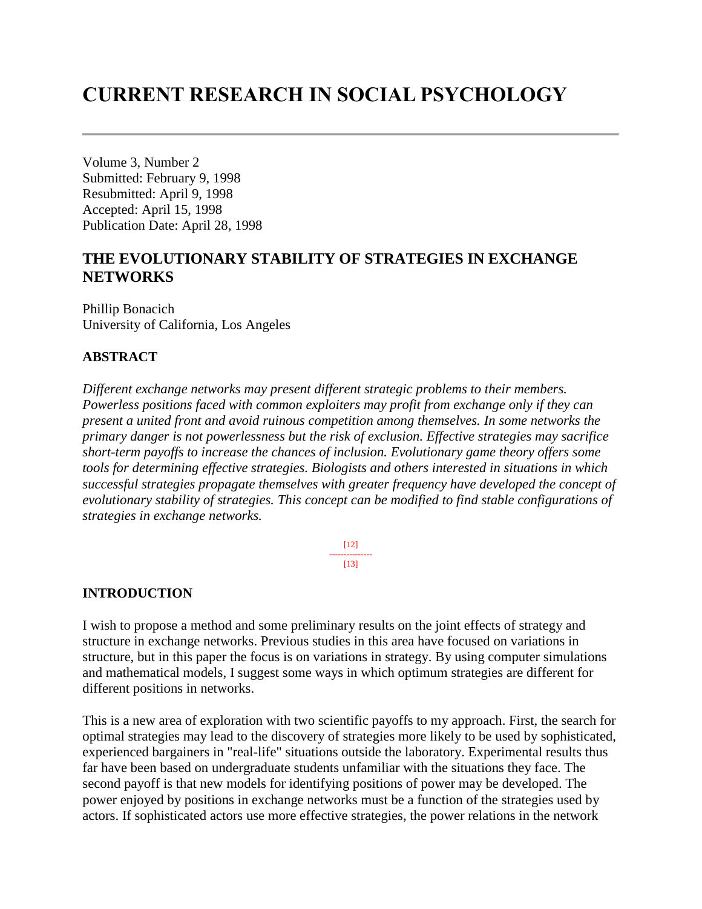# CURRENT RESEARCH IN SOCIAL PSYCHOLOGY

Volume 3, Number 2
Submitted: February 9, 1998
Resubmitted: April 9, 1998
Accepted: April 15, 1998
Publication Date: April 28, 1998

## THE EVOLUTIONARY STABILITY OF STRATEGIES IN EXCHANGE NETWORKS

Phillip Bonacich
University of California, Los Angeles

### ABSTRACT

*Different exchange networks may present different strategic problems to their members. Powerless positions faced with common exploiters may profit from exchange only if they can present a united front and avoid ruinous competition among themselves. In some networks the primary danger is not powerlessness but the risk of exclusion. Effective strategies may sacrifice short-term payoffs to increase the chances of inclusion. Evolutionary game theory offers some tools for determining effective strategies. Biologists and others interested in situations in which successful strategies propagate themselves with greater frequency have developed the concept of evolutionary stability of strategies. This concept can be modified to find stable configurations of strategies in exchange networks.*

[12]
---------------
[13]

### INTRODUCTION

I wish to propose a method and some preliminary results on the joint effects of strategy and structure in exchange networks. Previous studies in this area have focused on variations in structure, but in this paper the focus is on variations in strategy. By using computer simulations and mathematical models, I suggest some ways in which optimum strategies are different for different positions in networks.

This is a new area of exploration with two scientific payoffs to my approach. First, the search for optimal strategies may lead to the discovery of strategies more likely to be used by sophisticated, experienced bargainers in "real-life" situations outside the laboratory. Experimental results thus far have been based on undergraduate students unfamiliar with the situations they face. The second payoff is that new models for identifying positions of power may be developed. The power enjoyed by positions in exchange networks must be a function of the strategies used by actors. If sophisticated actors use more effective strategies, the power relations in the network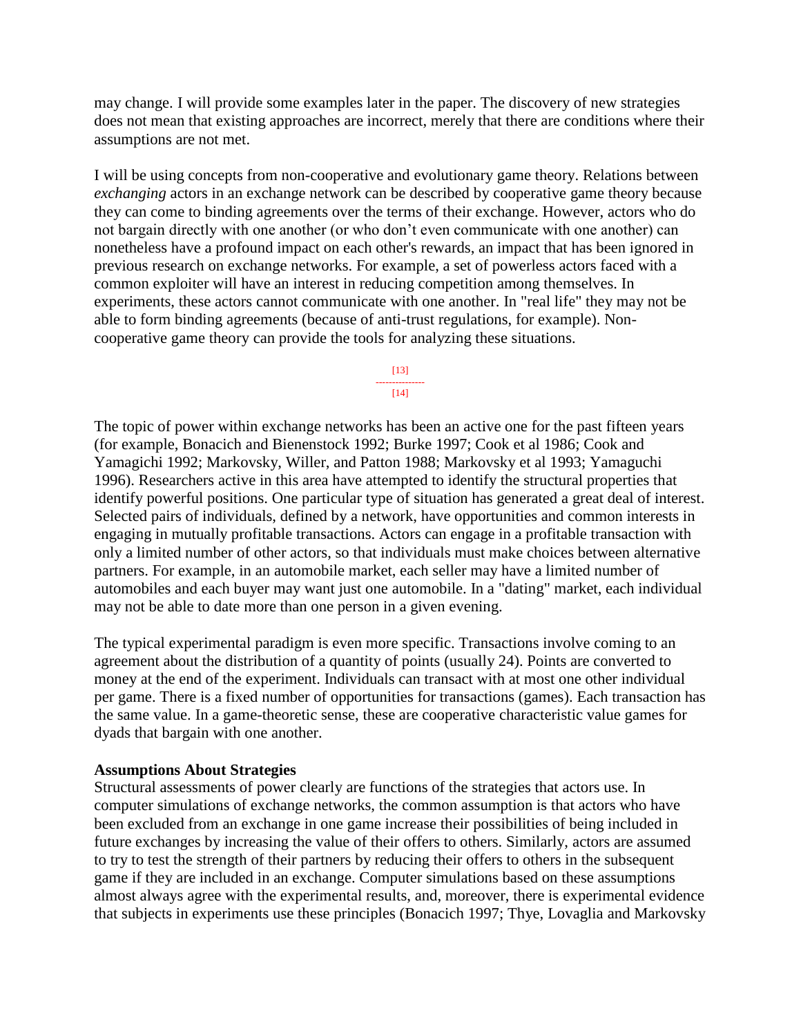may change. I will provide some examples later in the paper. The discovery of new strategies does not mean that existing approaches are incorrect, merely that there are conditions where their assumptions are not met.

I will be using concepts from non-cooperative and evolutionary game theory. Relations between *exchanging* actors in an exchange network can be described by cooperative game theory because they can come to binding agreements over the terms of their exchange. However, actors who do not bargain directly with one another (or who don't even communicate with one another) can nonetheless have a profound impact on each other's rewards, an impact that has been ignored in previous research on exchange networks. For example, a set of powerless actors faced with a common exploiter will have an interest in reducing competition among themselves. In experiments, these actors cannot communicate with one another. In "real life" they may not be able to form binding agreements (because of anti-trust regulations, for example). Non-cooperative game theory can provide the tools for analyzing these situations.

The topic of power within exchange networks has been an active one for the past fifteen years (for example, Bonacich and Bienenstock 1992; Burke 1997; Cook et al 1986; Cook and Yamagichi 1992; Markovsky, Willer, and Patton 1988; Markovsky et al 1993; Yamaguchi 1996). Researchers active in this area have attempted to identify the structural properties that identify powerful positions. One particular type of situation has generated a great deal of interest. Selected pairs of individuals, defined by a network, have opportunities and common interests in engaging in mutually profitable transactions. Actors can engage in a profitable transaction with only a limited number of other actors, so that individuals must make choices between alternative partners. For example, in an automobile market, each seller may have a limited number of automobiles and each buyer may want just one automobile. In a "dating" market, each individual may not be able to date more than one person in a given evening.

The typical experimental paradigm is even more specific. Transactions involve coming to an agreement about the distribution of a quantity of points (usually 24). Points are converted to money at the end of the experiment. Individuals can transact with at most one other individual per game. There is a fixed number of opportunities for transactions (games). Each transaction has the same value. In a game-theoretic sense, these are cooperative characteristic value games for dyads that bargain with one another.

**Assumptions About Strategies**

Structural assessments of power clearly are functions of the strategies that actors use. In computer simulations of exchange networks, the common assumption is that actors who have been excluded from an exchange in one game increase their possibilities of being included in future exchanges by increasing the value of their offers to others. Similarly, actors are assumed to try to test the strength of their partners by reducing their offers to others in the subsequent game if they are included in an exchange. Computer simulations based on these assumptions almost always agree with the experimental results, and, moreover, there is experimental evidence that subjects in experiments use these principles (Bonacich 1997; Thye, Lovaglia and Markovsky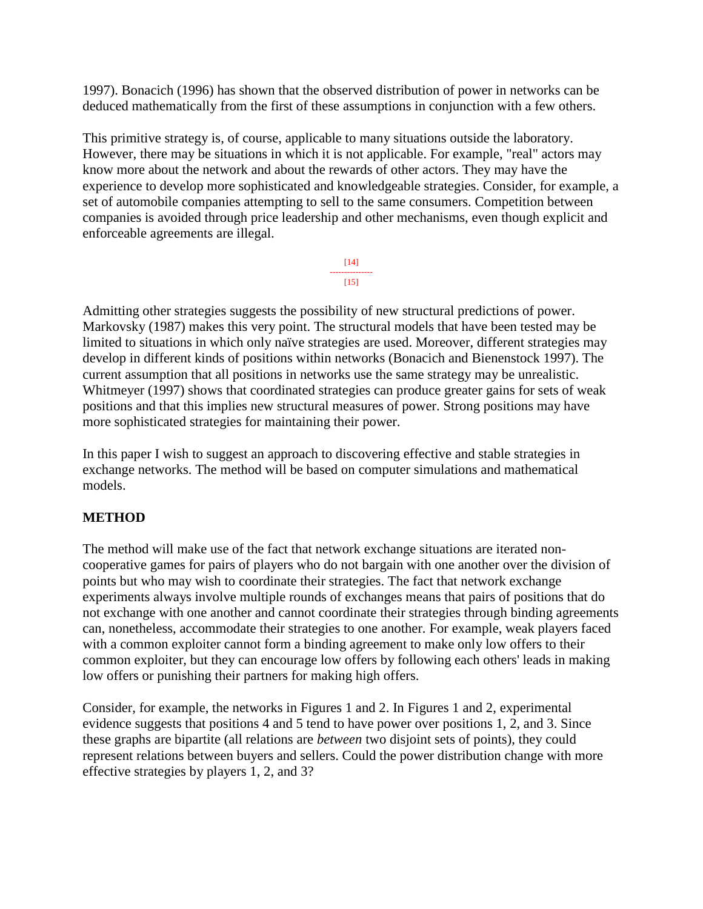1997). Bonacich (1996) has shown that the observed distribution of power in networks can be deduced mathematically from the first of these assumptions in conjunction with a few others.

This primitive strategy is, of course, applicable to many situations outside the laboratory. However, there may be situations in which it is not applicable. For example, "real" actors may know more about the network and about the rewards of other actors. They may have the experience to develop more sophisticated and knowledgeable strategies. Consider, for example, a set of automobile companies attempting to sell to the same consumers. Competition between companies is avoided through price leadership and other mechanisms, even though explicit and enforceable agreements are illegal.

Admitting other strategies suggests the possibility of new structural predictions of power. Markovsky (1987) makes this very point. The structural models that have been tested may be limited to situations in which only naïve strategies are used. Moreover, different strategies may develop in different kinds of positions within networks (Bonacich and Bienenstock 1997). The current assumption that all positions in networks use the same strategy may be unrealistic. Whitmeyer (1997) shows that coordinated strategies can produce greater gains for sets of weak positions and that this implies new structural measures of power. Strong positions may have more sophisticated strategies for maintaining their power.

In this paper I wish to suggest an approach to discovering effective and stable strategies in exchange networks. The method will be based on computer simulations and mathematical models.

## METHOD

The method will make use of the fact that network exchange situations are iterated non-cooperative games for pairs of players who do not bargain with one another over the division of points but who may wish to coordinate their strategies. The fact that network exchange experiments always involve multiple rounds of exchanges means that pairs of positions that do not exchange with one another and cannot coordinate their strategies through binding agreements can, nonetheless, accommodate their strategies to one another. For example, weak players faced with a common exploiter cannot form a binding agreement to make only low offers to their common exploiter, but they can encourage low offers by following each others' leads in making low offers or punishing their partners for making high offers.

Consider, for example, the networks in Figures 1 and 2. In Figures 1 and 2, experimental evidence suggests that positions 4 and 5 tend to have power over positions 1, 2, and 3. Since these graphs are bipartite (all relations are *between* two disjoint sets of points), they could represent relations between buyers and sellers. Could the power distribution change with more effective strategies by players 1, 2, and 3?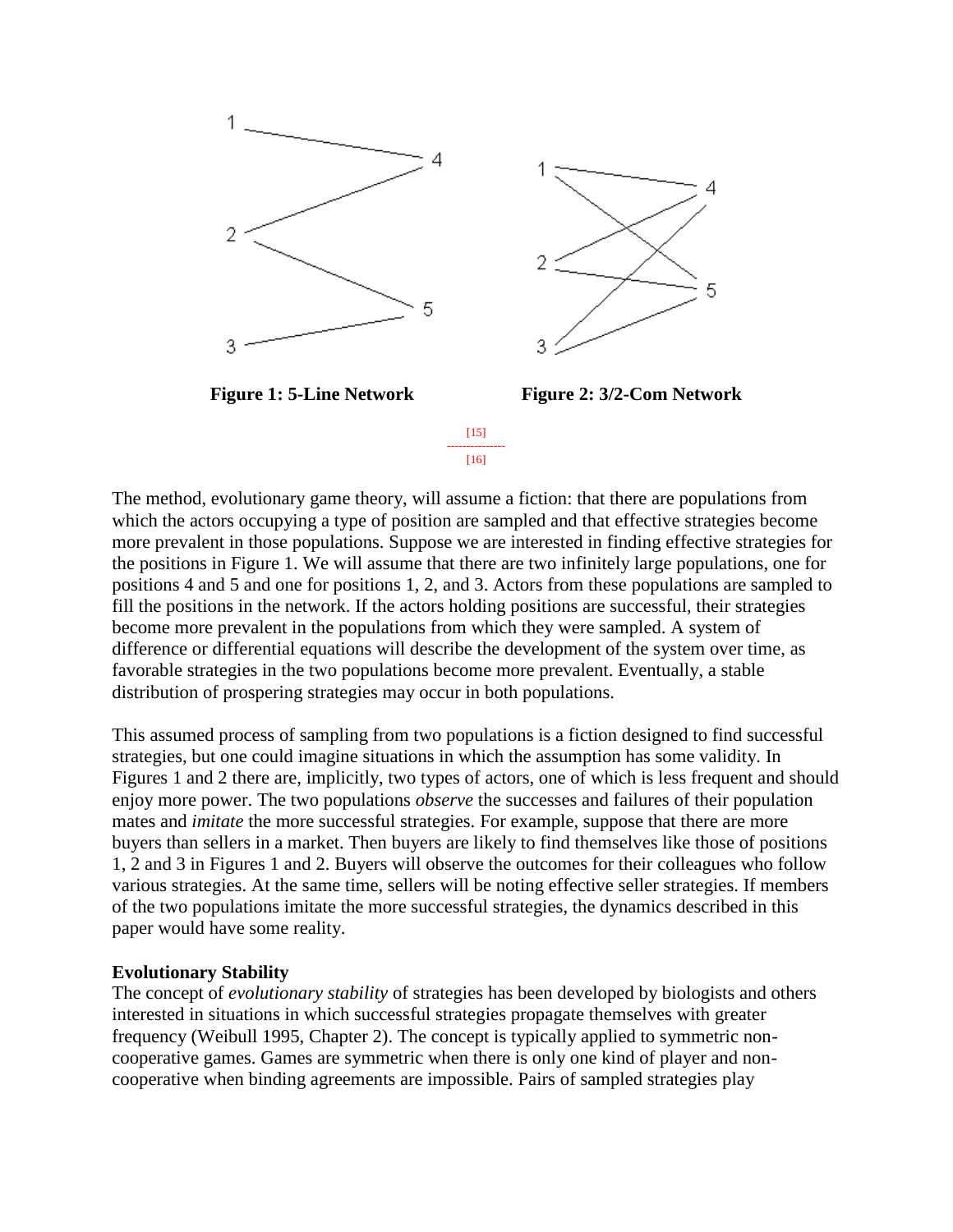**Figure 1: 5-Line Network**

**Figure 2: 3/2-Com Network**

[15]
---------------
[16]

The method, evolutionary game theory, will assume a fiction: that there are populations from which the actors occupying a type of position are sampled and that effective strategies become more prevalent in those populations. Suppose we are interested in finding effective strategies for the positions in Figure 1. We will assume that there are two infinitely large populations, one for positions 4 and 5 and one for positions 1, 2, and 3. Actors from these populations are sampled to fill the positions in the network. If the actors holding positions are successful, their strategies become more prevalent in the populations from which they were sampled. A system of difference or differential equations will describe the development of the system over time, as favorable strategies in the two populations become more prevalent. Eventually, a stable distribution of prospering strategies may occur in both populations.

This assumed process of sampling from two populations is a fiction designed to find successful strategies, but one could imagine situations in which the assumption has some validity. In Figures 1 and 2 there are, implicitly, two types of actors, one of which is less frequent and should enjoy more power. The two populations *observe* the successes and failures of their population mates and *imitate* the more successful strategies. For example, suppose that there are more buyers than sellers in a market. Then buyers are likely to find themselves like those of positions 1, 2 and 3 in Figures 1 and 2. Buyers will observe the outcomes for their colleagues who follow various strategies. At the same time, sellers will be noting effective seller strategies. If members of the two populations imitate the more successful strategies, the dynamics described in this paper would have some reality.

**Evolutionary Stability**

The concept of *evolutionary stability* of strategies has been developed by biologists and others interested in situations in which successful strategies propagate themselves with greater frequency (Weibull 1995, Chapter 2). The concept is typically applied to symmetric non-cooperative games. Games are symmetric when there is only one kind of player and non-cooperative when binding agreements are impossible. Pairs of sampled strategies play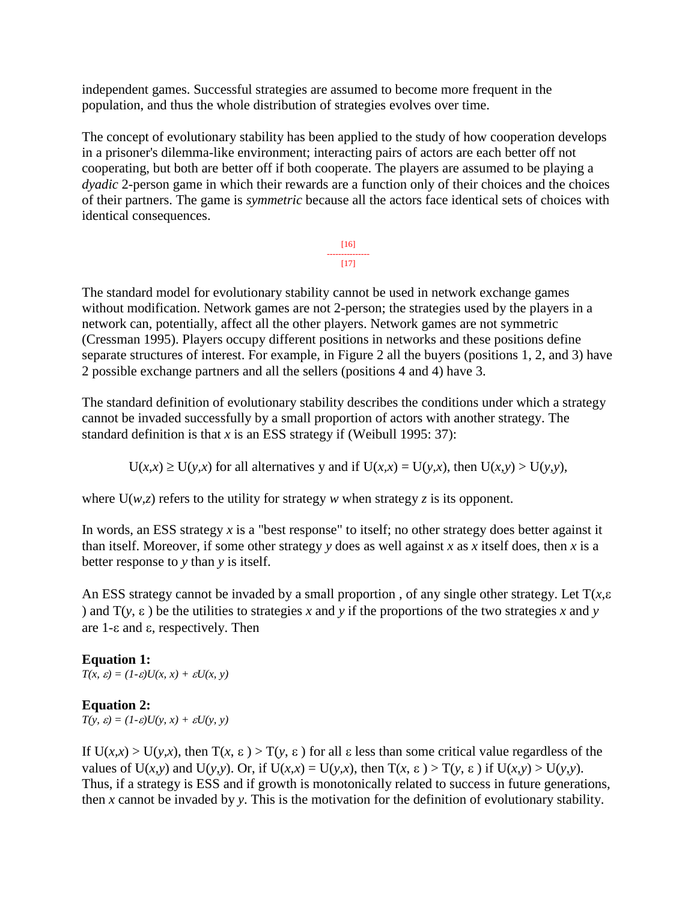independent games. Successful strategies are assumed to become more frequent in the population, and thus the whole distribution of strategies evolves over time.

The concept of evolutionary stability has been applied to the study of how cooperation develops in a prisoner's dilemma-like environment; interacting pairs of actors are each better off not cooperating, but both are better off if both cooperate. The players are assumed to be playing a *dyadic* 2-person game in which their rewards are a function only of their choices and the choices of their partners. The game is *symmetric* because all the actors face identical sets of choices with identical consequences.

[16]

[17]

The standard model for evolutionary stability cannot be used in network exchange games without modification. Network games are not 2-person; the strategies used by the players in a network can, potentially, affect all the other players. Network games are not symmetric (Cressman 1995). Players occupy different positions in networks and these positions define separate structures of interest. For example, in Figure 2 all the buyers (positions 1, 2, and 3) have 2 possible exchange partners and all the sellers (positions 4 and 4) have 3.

The standard definition of evolutionary stability describes the conditions under which a strategy cannot be invaded successfully by a small proportion of actors with another strategy. The standard definition is that $x$ is an ESS strategy if (Weibull 1995: 37):

$$U(x,x) \geq U(y,x) \text{ for all alternatives y and if } U(x,x) = U(y,x), \text{ then } U(x,y) > U(y,y),$$

where $U(w,z)$ refers to the utility for strategy $w$ when strategy $z$ is its opponent.

In words, an ESS strategy $x$ is a "best response" to itself; no other strategy does better against it than itself. Moreover, if some other strategy $y$ does as well against $x$ as $x$ itself does, then $x$ is a better response to $y$ than $y$ is itself.

An ESS strategy cannot be invaded by a small proportion , of any single other strategy. Let $T(x,\varepsilon)$ and $T(y, \varepsilon)$ be the utilities to strategies $x$ and $y$ if the proportions of the two strategies $x$ and $y$ are $1-\varepsilon$ and $\varepsilon$, respectively. Then

**Equation 1:**

$$T(x, \varepsilon) = (1-\varepsilon)U(x, x) + \varepsilon U(x, y)$$

**Equation 2:**

$$T(y, \varepsilon) = (1-\varepsilon)U(y, x) + \varepsilon U(y, y)$$

If $U(x,x) > U(y,x)$, then $T(x, \varepsilon) > T(y, \varepsilon)$ for all $\varepsilon$ less than some critical value regardless of the values of $U(x,y)$ and $U(y,y)$. Or, if $U(x,x) = U(y,x)$, then $T(x, \varepsilon) > T(y, \varepsilon)$ if $U(x,y) > U(y,y)$. Thus, if a strategy is ESS and if growth is monotonically related to success in future generations, then $x$ cannot be invaded by $y$. This is the motivation for the definition of evolutionary stability.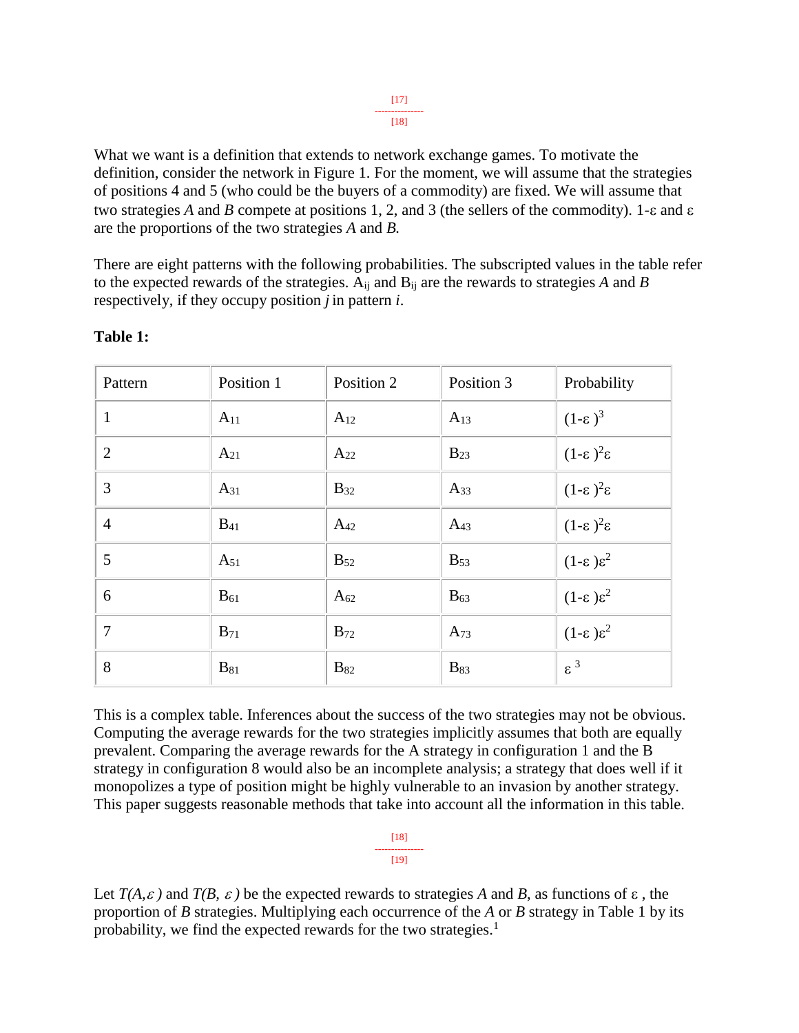What we want is a definition that extends to network exchange games. To motivate the definition, consider the network in Figure 1. For the moment, we will assume that the strategies of positions 4 and 5 (who could be the buyers of a commodity) are fixed. We will assume that two strategies *A* and *B* compete at positions 1, 2, and 3 (the sellers of the commodity). 1-ε and ε are the proportions of the two strategies *A* and *B.*

There are eight patterns with the following probabilities. The subscripted values in the table refer to the expected rewards of the strategies. $A_{ij}$ and $B_{ij}$ are the rewards to strategies *A* and *B* respectively, if they occupy position *j* in pattern *i*.

**Table 1:**

| Pattern | Position 1 | Position 2 | Position 3 | Probability |
|---|---|---|---|---|
| 1 | $A_{11}$ | $A_{12}$ | $A_{13}$ | $(1-\varepsilon)^3$ |
| 2 | $A_{21}$ | $A_{22}$ | $B_{23}$ | $(1-\varepsilon)^2\varepsilon$ |
| 3 | $A_{31}$ | $B_{32}$ | $A_{33}$ | $(1-\varepsilon)^2\varepsilon$ |
| 4 | $B_{41}$ | $A_{42}$ | $A_{43}$ | $(1-\varepsilon)^2\varepsilon$ |
| 5 | $A_{51}$ | $B_{52}$ | $B_{53}$ | $(1-\varepsilon)\varepsilon^2$ |
| 6 | $B_{61}$ | $A_{62}$ | $B_{63}$ | $(1-\varepsilon)\varepsilon^2$ |
| 7 | $B_{71}$ | $B_{72}$ | $A_{73}$ | $(1-\varepsilon)\varepsilon^2$ |
| 8 | $B_{81}$ | $B_{82}$ | $B_{83}$ | $\varepsilon^3$ |

This is a complex table. Inferences about the success of the two strategies may not be obvious. Computing the average rewards for the two strategies implicitly assumes that both are equally prevalent. Comparing the average rewards for the A strategy in configuration 1 and the B strategy in configuration 8 would also be an incomplete analysis; a strategy that does well if it monopolizes a type of position might be highly vulnerable to an invasion by another strategy. This paper suggests reasonable methods that take into account all the information in this table.

Let *T(A,ε)* and *T(B, ε)* be the expected rewards to strategies *A* and *B*, as functions of ε, the proportion of *B* strategies. Multiplying each occurrence of the *A* or *B* strategy in Table 1 by its probability, we find the expected rewards for the two strategies.[1]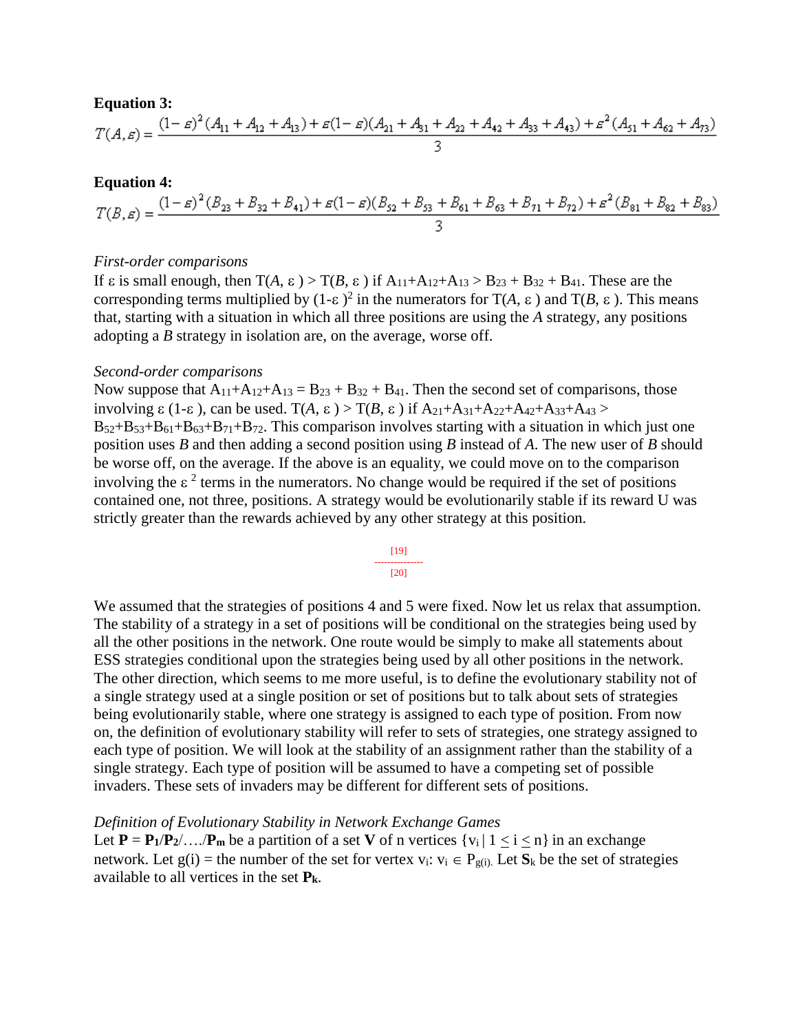**Equation 3:**

$$T(A,\varepsilon) = \frac{(1-\varepsilon)^2(A_{11}+A_{12}+A_{13}) + \varepsilon(1-\varepsilon)(A_{21}+A_{31}+A_{22}+A_{42}+A_{33}+A_{43}) + \varepsilon^2(A_{51}+A_{62}+A_{73})}{3}$$

**Equation 4:**

$$T(B,\varepsilon) = \frac{(1-\varepsilon)^2(B_{23}+B_{32}+B_{41}) + \varepsilon(1-\varepsilon)(B_{52}+B_{53}+B_{61}+B_{63}+B_{71}+B_{72}) + \varepsilon^2(B_{81}+B_{82}+B_{83})}{3}$$

*First-order comparisons*

If $\varepsilon$ is small enough, then $T(A, \varepsilon) > T(B, \varepsilon)$ if $A_{11}+A_{12}+A_{13} > B_{23} + B_{32} + B_{41}$. These are the corresponding terms multiplied by $(1-\varepsilon)^2$ in the numerators for $T(A, \varepsilon)$ and $T(B, \varepsilon)$. This means that, starting with a situation in which all three positions are using the *A* strategy, any positions adopting a *B* strategy in isolation are, on the average, worse off.

*Second-order comparisons*

Now suppose that $A_{11}+A_{12}+A_{13} = B_{23} + B_{32} + B_{41}$. Then the second set of comparisons, those involving $\varepsilon(1-\varepsilon)$, can be used. $T(A, \varepsilon) > T(B, \varepsilon)$ if $A_{21}+A_{31}+A_{22}+A_{42}+A_{33}+A_{43} > B_{52}+B_{53}+B_{61}+B_{63}+B_{71}+B_{72}$. This comparison involves starting with a situation in which just one position uses *B* and then adding a second position using *B* instead of *A*. The new user of *B* should be worse off, on the average. If the above is an equality, we could move on to the comparison involving the $\varepsilon^2$ terms in the numerators. No change would be required if the set of positions contained one, not three, positions. A strategy would be evolutionarily stable if its reward U was strictly greater than the rewards achieved by any other strategy at this position.

[19]

[20]

We assumed that the strategies of positions 4 and 5 were fixed. Now let us relax that assumption. The stability of a strategy in a set of positions will be conditional on the strategies being used by all the other positions in the network. One route would be simply to make all statements about ESS strategies conditional upon the strategies being used by all other positions in the network. The other direction, which seems to me more useful, is to define the evolutionary stability not of a single strategy used at a single position or set of positions but to talk about sets of strategies being evolutionarily stable, where one strategy is assigned to each type of position. From now on, the definition of evolutionary stability will refer to sets of strategies, one strategy assigned to each type of position. We will look at the stability of an assignment rather than the stability of a single strategy. Each type of position will be assumed to have a competing set of possible invaders. These sets of invaders may be different for different sets of positions.

*Definition of Evolutionary Stability in Network Exchange Games*

Let $\mathbf{P} = \mathbf{P}_1/\mathbf{P}_2/\ldots/\mathbf{P}_m$ be a partition of a set $\mathbf{V}$ of n vertices $\{v_i \mid 1 \leq i \leq n\}$ in an exchange network. Let $g(i)$ = the number of the set for vertex $v_i$: $v_i \in P_{g(i)}$. Let $\mathbf{S}_k$ be the set of strategies available to all vertices in the set $\mathbf{P}_k$.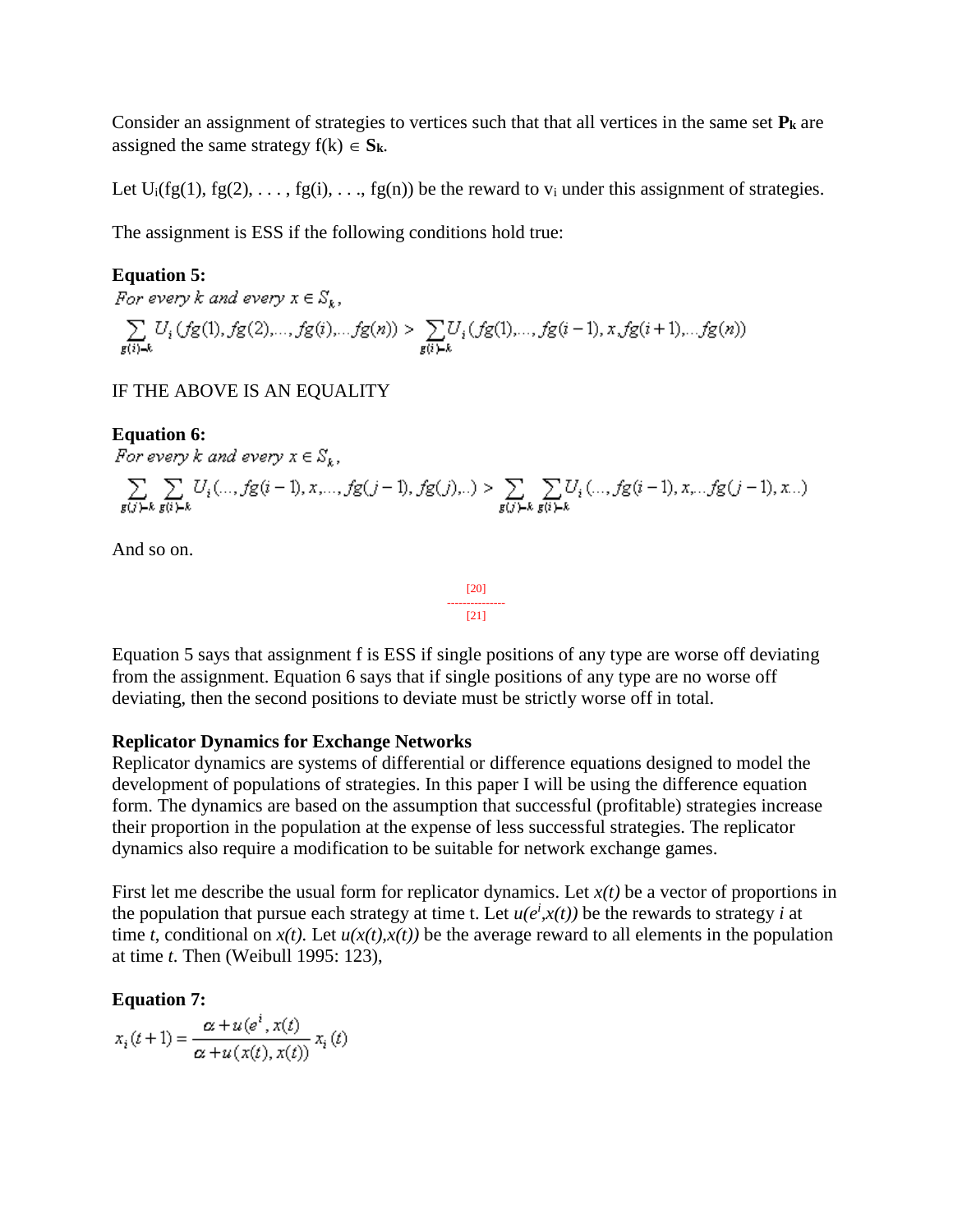Consider an assignment of strategies to vertices such that that all vertices in the same set $\mathbf{P_k}$ are assigned the same strategy $f(k) \in \mathbf{S_k}$.

Let $U_i(fg(1), fg(2), \ldots, fg(i), \ldots, fg(n))$ be the reward to $v_i$ under this assignment of strategies.

The assignment is ESS if the following conditions hold true:

**Equation 5:**

*For every k and every* $x \in S_k$,

$$\sum_{g(i)=k} U_i(fg(1), fg(2), \ldots, fg(i), \ldots fg(n)) > \sum_{g(i)=k} U_i(fg(1), \ldots, fg(i-1), x, fg(i+1), \ldots fg(n))$$

IF THE ABOVE IS AN EQUALITY

**Equation 6:**

*For every k and every* $x \in S_k$,

$$\sum_{g(j)=k} \sum_{g(i)=k} U_i(\ldots, fg(i-1), x, \ldots, fg(j-1), fg(j), \ldots) > \sum_{g(j)=k} \sum_{g(i)=k} U_i(\ldots, fg(i-1), x, \ldots fg(j-1), x \ldots)$$

And so on.

[20]

[21]

Equation 5 says that assignment f is ESS if single positions of any type are worse off deviating from the assignment. Equation 6 says that if single positions of any type are no worse off deviating, then the second positions to deviate must be strictly worse off in total.

**Replicator Dynamics for Exchange Networks**

Replicator dynamics are systems of differential or difference equations designed to model the development of populations of strategies. In this paper I will be using the difference equation form. The dynamics are based on the assumption that successful (profitable) strategies increase their proportion in the population at the expense of less successful strategies. The replicator dynamics also require a modification to be suitable for network exchange games.

First let me describe the usual form for replicator dynamics. Let $x(t)$ be a vector of proportions in the population that pursue each strategy at time t. Let $u(e^i, x(t))$ be the rewards to strategy $i$ at time $t$, conditional on $x(t)$. Let $u(x(t), x(t))$ be the average reward to all elements in the population at time $t$. Then (Weibull 1995: 123),

**Equation 7:**

$$x_i(t+1) = \frac{\alpha + u(e^i, x(t))}{\alpha + u(x(t), x(t))} x_i(t)$$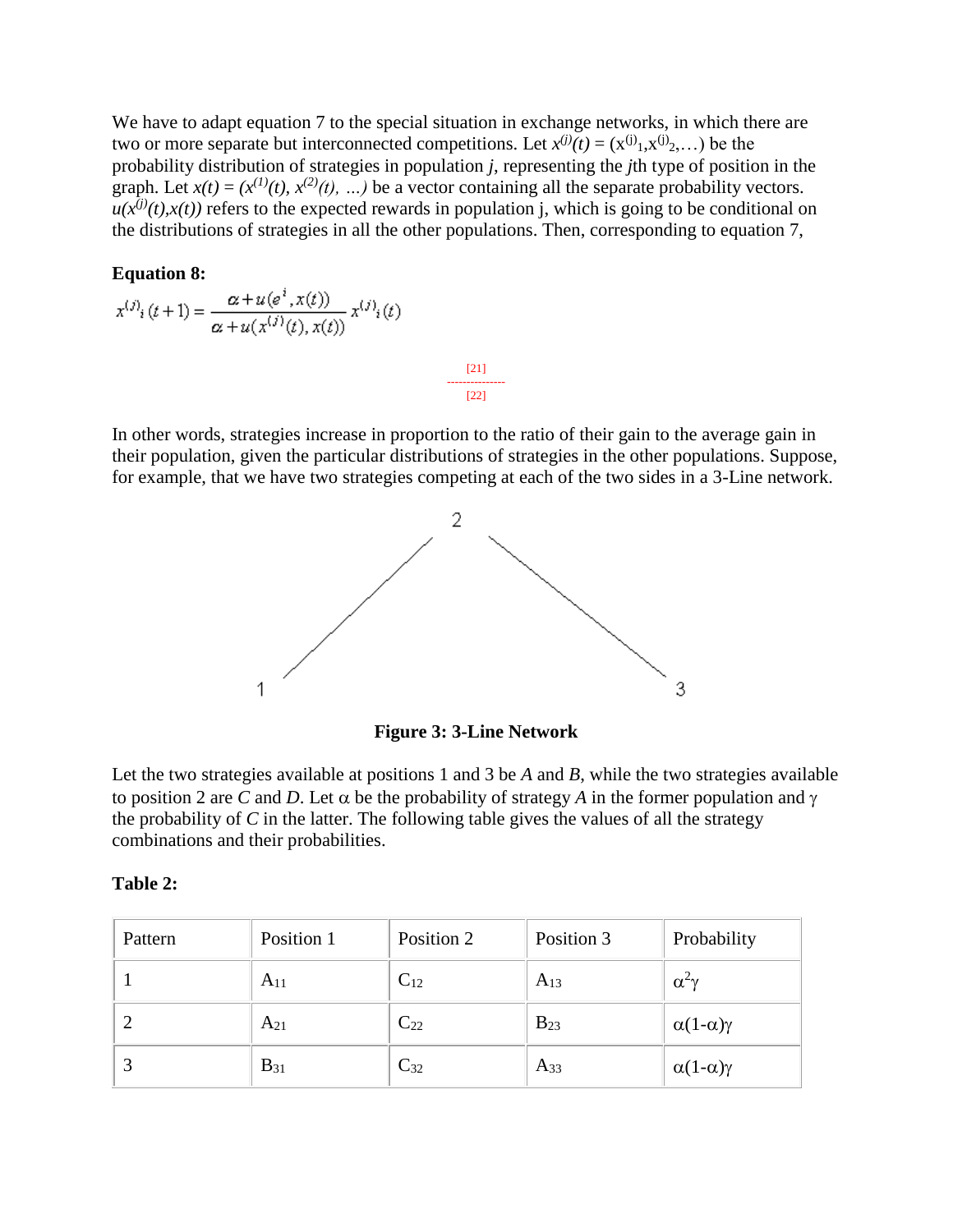We have to adapt equation 7 to the special situation in exchange networks, in which there are two or more separate but interconnected competitions. Let $x^{(j)}(t) = (x^{(j)}_1, x^{(j)}_2, \ldots)$ be the probability distribution of strategies in population *j*, representing the *j*th type of position in the graph. Let $x(t) = (x^{(1)}(t), x^{(2)}(t), \ldots)$ be a vector containing all the separate probability vectors. $u(x^{(j)}(t), x(t))$ refers to the expected rewards in population j, which is going to be conditional on the distributions of strategies in all the other populations. Then, corresponding to equation 7,

**Equation 8:**

$$x^{(j)}_i(t+1) = \frac{\alpha + u(e^i, x(t))}{\alpha + u(x^{(j)}(t), x(t))} x^{(j)}_i(t)$$

[21]

[22]

In other words, strategies increase in proportion to the ratio of their gain to the average gain in their population, given the particular distributions of strategies in the other populations. Suppose, for example, that we have two strategies competing at each of the two sides in a 3-Line network.

2

1 3

**Figure 3: 3-Line Network**

Let the two strategies available at positions 1 and 3 be *A* and *B*, while the two strategies available to position 2 are *C* and *D*. Let $\alpha$ be the probability of strategy *A* in the former population and $\gamma$ the probability of *C* in the latter. The following table gives the values of all the strategy combinations and their probabilities.

**Table 2:**

| Pattern | Position 1 | Position 2 | Position 3 | Probability |
|---|---|---|---|---|
| 1 | $A_{11}$ | $C_{12}$ | $A_{13}$ | $\alpha^2\gamma$ |
| 2 | $A_{21}$ | $C_{22}$ | $B_{23}$ | $\alpha(1-\alpha)\gamma$ |
| 3 | $B_{31}$ | $C_{32}$ | $A_{33}$ | $\alpha(1-\alpha)\gamma$ |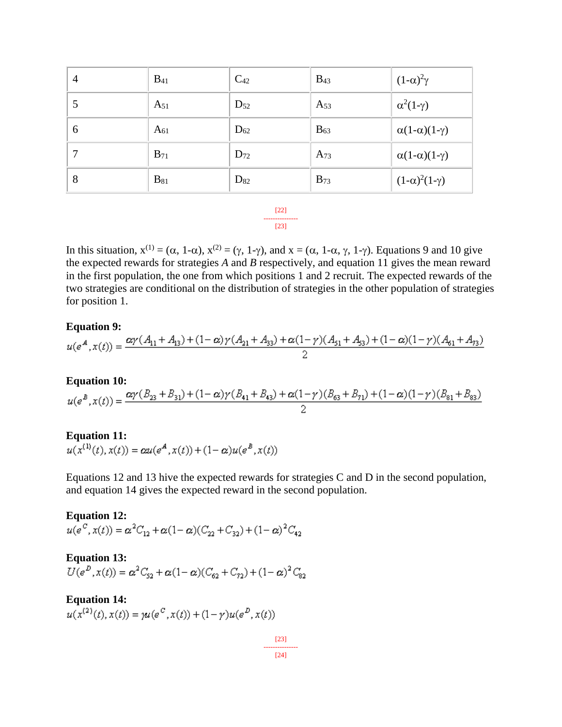| 4 | $B_{41}$ | $C_{42}$ | $B_{43}$ | $(1-\alpha)^2\gamma$ |
|---|---|---|---|---|
| 5 | $A_{51}$ | $D_{52}$ | $A_{53}$ | $\alpha^2(1-\gamma)$ |
| 6 | $A_{61}$ | $D_{62}$ | $B_{63}$ | $\alpha(1-\alpha)(1-\gamma)$ |
| 7 | $B_{71}$ | $D_{72}$ | $A_{73}$ | $\alpha(1-\alpha)(1-\gamma)$ |
| 8 | $B_{81}$ | $D_{82}$ | $B_{73}$ | $(1-\alpha)^2(1-\gamma)$ |

[22]
---------------
[23]

In this situation, $x^{(1)} = (\alpha, 1-\alpha)$, $x^{(2)} = (\gamma, 1-\gamma)$, and $x = (\alpha, 1-\alpha, \gamma, 1-\gamma)$. Equations 9 and 10 give the expected rewards for strategies *A* and *B* respectively, and equation 11 gives the mean reward in the first population, the one from which positions 1 and 2 recruit. The expected rewards of the two strategies are conditional on the distribution of strategies in the other population of strategies for position 1.

**Equation 9:**

$$u(e^A, x(t)) = \frac{\alpha\gamma(A_{11} + A_{13}) + (1-\alpha)\gamma(A_{21} + A_{33}) + \alpha(1-\gamma)(A_{51} + A_{53}) + (1-\alpha)(1-\gamma)(A_{61} + A_{73})}{2}$$

**Equation 10:**

$$u(e^B, x(t)) = \frac{\alpha\gamma(B_{23} + B_{31}) + (1-\alpha)\gamma(B_{41} + B_{43}) + \alpha(1-\gamma)(B_{63} + B_{71}) + (1-\alpha)(1-\gamma)(B_{81} + B_{83})}{2}$$

**Equation 11:**

$$u(x^{(1)}(t), x(t)) = \alpha u(e^A, x(t)) + (1-\alpha)u(e^B, x(t))$$

Equations 12 and 13 hive the expected rewards for strategies C and D in the second population, and equation 14 gives the expected reward in the second population.

**Equation 12:**

$$u(e^C, x(t)) = \alpha^2 C_{12} + \alpha(1-\alpha)(C_{22} + C_{32}) + (1-\alpha)^2 C_{42}$$

**Equation 13:**

$$U(e^D, x(t)) = \alpha^2 C_{52} + \alpha(1-\alpha)(C_{62} + C_{72}) + (1-\alpha)^2 C_{82}$$

**Equation 14:**

$$u(x^{(2)}(t), x(t)) = \gamma u(e^C, x(t)) + (1-\gamma)u(e^D, x(t))$$

[23]
---------------
[24]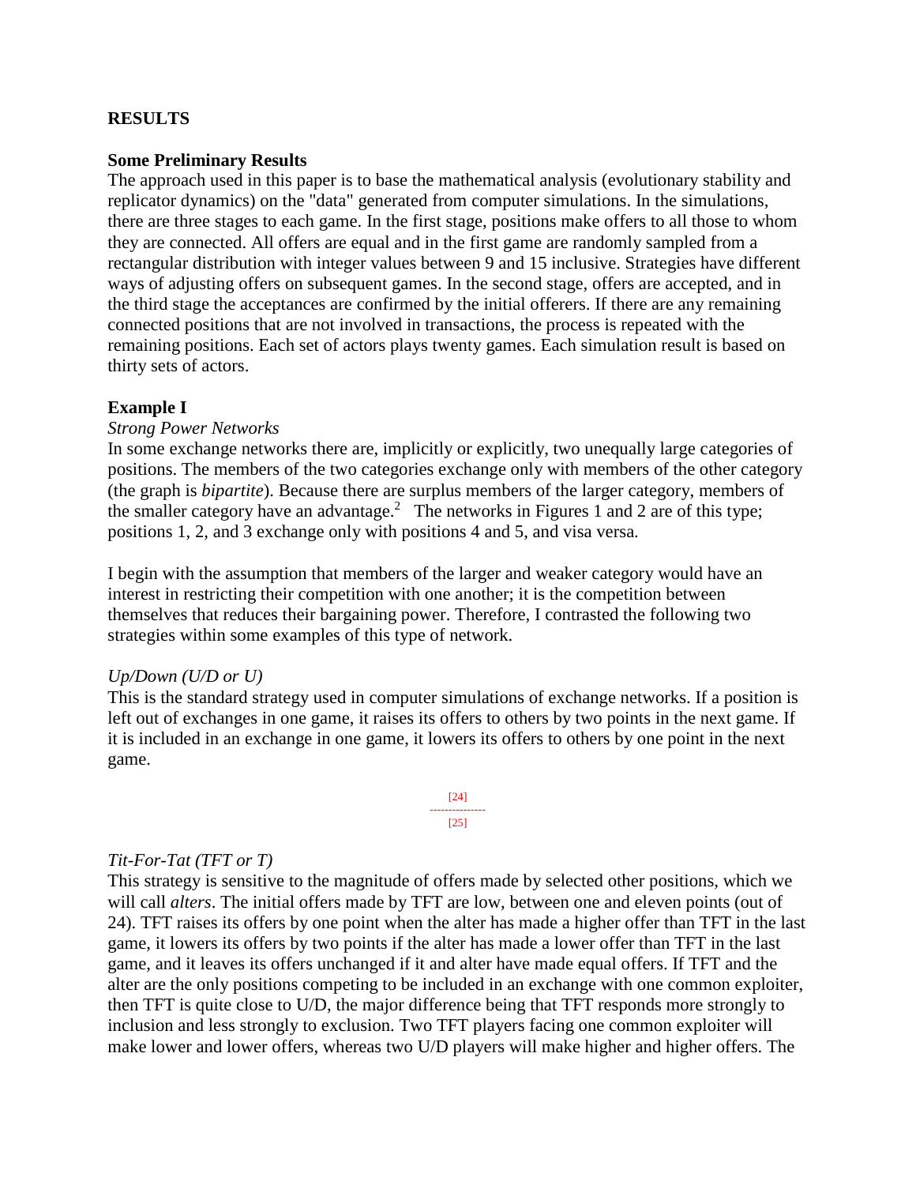## RESULTS

### Some Preliminary Results

The approach used in this paper is to base the mathematical analysis (evolutionary stability and replicator dynamics) on the "data" generated from computer simulations. In the simulations, there are three stages to each game. In the first stage, positions make offers to all those to whom they are connected. All offers are equal and in the first game are randomly sampled from a rectangular distribution with integer values between 9 and 15 inclusive. Strategies have different ways of adjusting offers on subsequent games. In the second stage, offers are accepted, and in the third stage the acceptances are confirmed by the initial offerers. If there are any remaining connected positions that are not involved in transactions, the process is repeated with the remaining positions. Each set of actors plays twenty games. Each simulation result is based on thirty sets of actors.

### Example I

*Strong Power Networks*

In some exchange networks there are, implicitly or explicitly, two unequally large categories of positions. The members of the two categories exchange only with members of the other category (the graph is *bipartite*). Because there are surplus members of the larger category, members of the smaller category have an advantage.[2] The networks in Figures 1 and 2 are of this type; positions 1, 2, and 3 exchange only with positions 4 and 5, and visa versa.

I begin with the assumption that members of the larger and weaker category would have an interest in restricting their competition with one another; it is the competition between themselves that reduces their bargaining power. Therefore, I contrasted the following two strategies within some examples of this type of network.

*Up/Down (U/D or U)*

This is the standard strategy used in computer simulations of exchange networks. If a position is left out of exchanges in one game, it raises its offers to others by two points in the next game. If it is included in an exchange in one game, it lowers its offers to others by one point in the next game.

*Tit-For-Tat (TFT or T)*

This strategy is sensitive to the magnitude of offers made by selected other positions, which we will call *alters*. The initial offers made by TFT are low, between one and eleven points (out of 24). TFT raises its offers by one point when the alter has made a higher offer than TFT in the last game, it lowers its offers by two points if the alter has made a lower offer than TFT in the last game, and it leaves its offers unchanged if it and alter have made equal offers. If TFT and the alter are the only positions competing to be included in an exchange with one common exploiter, then TFT is quite close to U/D, the major difference being that TFT responds more strongly to inclusion and less strongly to exclusion. Two TFT players facing one common exploiter will make lower and lower offers, whereas two U/D players will make higher and higher offers. The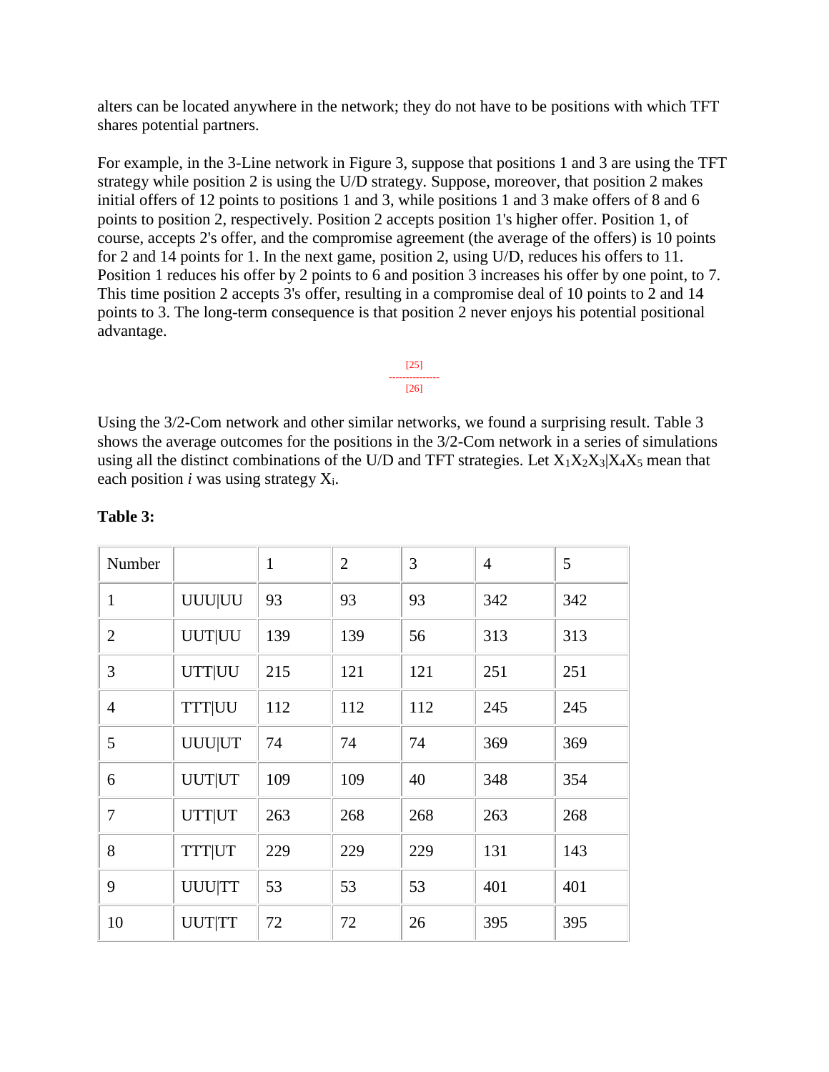alters can be located anywhere in the network; they do not have to be positions with which TFT shares potential partners.

For example, in the 3-Line network in Figure 3, suppose that positions 1 and 3 are using the TFT strategy while position 2 is using the U/D strategy. Suppose, moreover, that position 2 makes initial offers of 12 points to positions 1 and 3, while positions 1 and 3 make offers of 8 and 6 points to position 2, respectively. Position 2 accepts position 1's higher offer. Position 1, of course, accepts 2's offer, and the compromise agreement (the average of the offers) is 10 points for 2 and 14 points for 1. In the next game, position 2, using U/D, reduces his offers to 11. Position 1 reduces his offer by 2 points to 6 and position 3 increases his offer by one point, to 7. This time position 2 accepts 3's offer, resulting in a compromise deal of 10 points to 2 and 14 points to 3. The long-term consequence is that position 2 never enjoys his potential positional advantage.

[25]
---------------
[26]

Using the 3/2-Com network and other similar networks, we found a surprising result. Table 3 shows the average outcomes for the positions in the 3/2-Com network in a series of simulations using all the distinct combinations of the U/D and TFT strategies. Let $X_1X_2X_3|X_4X_5$ mean that each position *i* was using strategy $X_i$.

**Table 3:**

| Number | | 1 | 2 | 3 | 4 | 5 |
|---|---|---|---|---|---|---|
| 1 | UUU\|UU | 93 | 93 | 93 | 342 | 342 |
| 2 | UUT\|UU | 139 | 139 | 56 | 313 | 313 |
| 3 | UTT\|UU | 215 | 121 | 121 | 251 | 251 |
| 4 | TTT\|UU | 112 | 112 | 112 | 245 | 245 |
| 5 | UUU\|UT | 74 | 74 | 74 | 369 | 369 |
| 6 | UUT\|UT | 109 | 109 | 40 | 348 | 354 |
| 7 | UTT\|UT | 263 | 268 | 268 | 263 | 268 |
| 8 | TTT\|UT | 229 | 229 | 229 | 131 | 143 |
| 9 | UUU\|TT | 53 | 53 | 53 | 401 | 401 |
| 10 | UUT\|TT | 72 | 72 | 26 | 395 | 395 |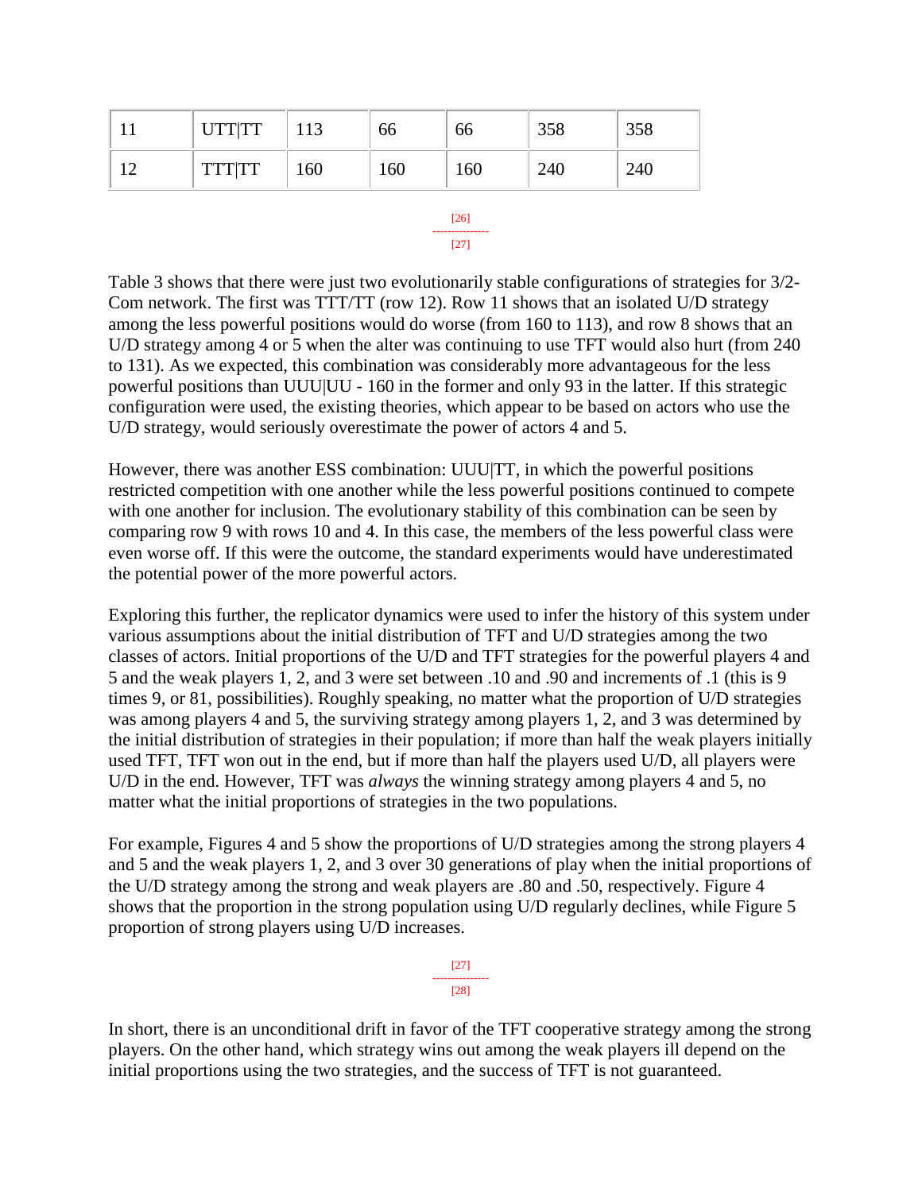| 11 | UTT\|TT | 113 | 66 | 66 | 358 | 358 |
|---|---|---|---|---|---|---|
| 12 | TTT\|TT | 160 | 160 | 160 | 240 | 240 |

Table 3 shows that there were just two evolutionarily stable configurations of strategies for 3/2-Com network. The first was TTT/TT (row 12). Row 11 shows that an isolated U/D strategy among the less powerful positions would do worse (from 160 to 113), and row 8 shows that an U/D strategy among 4 or 5 when the alter was continuing to use TFT would also hurt (from 240 to 131). As we expected, this combination was considerably more advantageous for the less powerful positions than UUU|UU - 160 in the former and only 93 in the latter. If this strategic configuration were used, the existing theories, which appear to be based on actors who use the U/D strategy, would seriously overestimate the power of actors 4 and 5.

However, there was another ESS combination: UUU|TT, in which the powerful positions restricted competition with one another while the less powerful positions continued to compete with one another for inclusion. The evolutionary stability of this combination can be seen by comparing row 9 with rows 10 and 4. In this case, the members of the less powerful class were even worse off. If this were the outcome, the standard experiments would have underestimated the potential power of the more powerful actors.

Exploring this further, the replicator dynamics were used to infer the history of this system under various assumptions about the initial distribution of TFT and U/D strategies among the two classes of actors. Initial proportions of the U/D and TFT strategies for the powerful players 4 and 5 and the weak players 1, 2, and 3 were set between .10 and .90 and increments of .1 (this is 9 times 9, or 81, possibilities). Roughly speaking, no matter what the proportion of U/D strategies was among players 4 and 5, the surviving strategy among players 1, 2, and 3 was determined by the initial distribution of strategies in their population; if more than half the weak players initially used TFT, TFT won out in the end, but if more than half the players used U/D, all players were U/D in the end. However, TFT was *always* the winning strategy among players 4 and 5, no matter what the initial proportions of strategies in the two populations.

For example, Figures 4 and 5 show the proportions of U/D strategies among the strong players 4 and 5 and the weak players 1, 2, and 3 over 30 generations of play when the initial proportions of the U/D strategy among the strong and weak players are .80 and .50, respectively. Figure 4 shows that the proportion in the strong population using U/D regularly declines, while Figure 5 proportion of strong players using U/D increases.

In short, there is an unconditional drift in favor of the TFT cooperative strategy among the strong players. On the other hand, which strategy wins out among the weak players ill depend on the initial proportions using the two strategies, and the success of TFT is not guaranteed.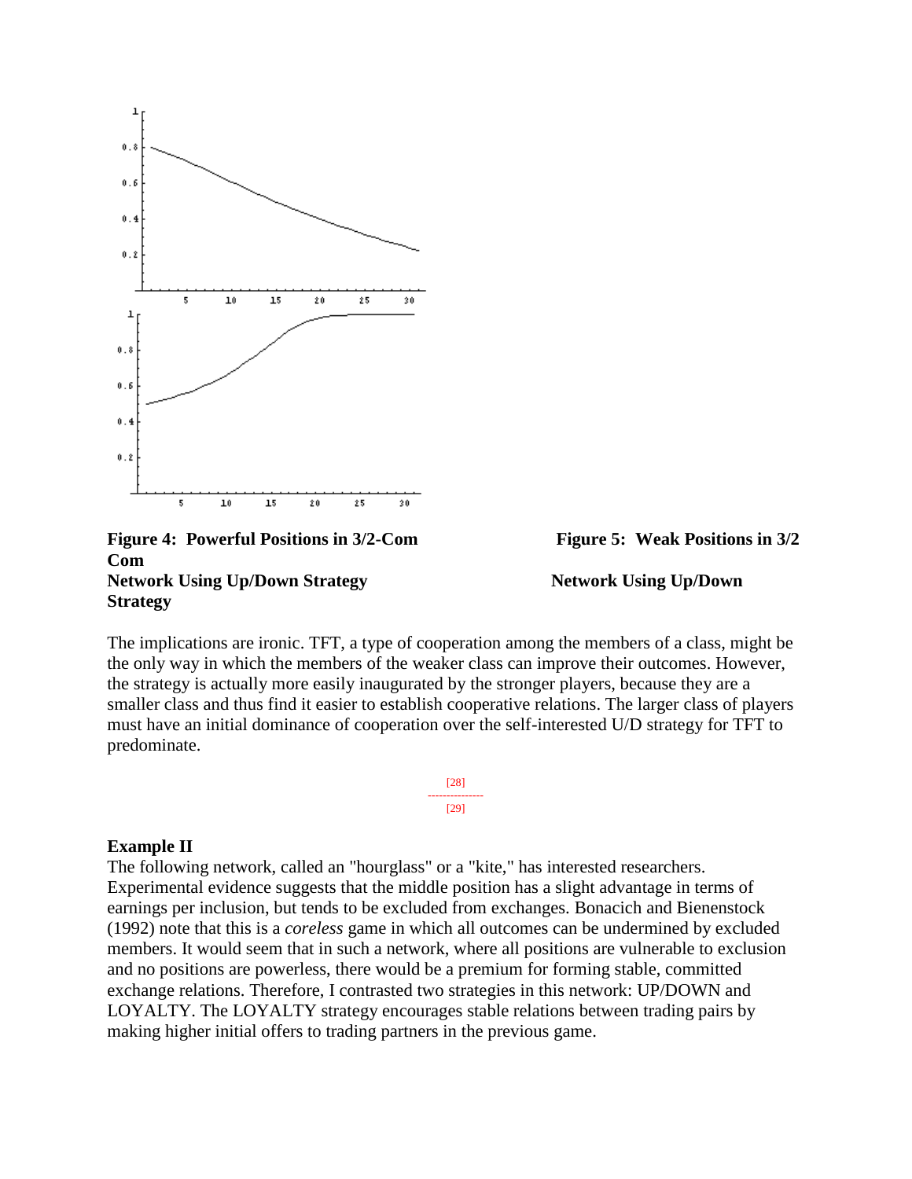**Figure 4: Powerful Positions in 3/2-Com Network Using Up/Down Strategy**

**Figure 5: Weak Positions in 3/2 Com Network Using Up/Down Strategy**

The implications are ironic. TFT, a type of cooperation among the members of a class, might be the only way in which the members of the weaker class can improve their outcomes. However, the strategy is actually more easily inaugurated by the stronger players, because they are a smaller class and thus find it easier to establish cooperative relations. The larger class of players must have an initial dominance of cooperation over the self-interested U/D strategy for TFT to predominate.

### Example II

The following network, called an "hourglass" or a "kite," has interested researchers. Experimental evidence suggests that the middle position has a slight advantage in terms of earnings per inclusion, but tends to be excluded from exchanges. Bonacich and Bienenstock (1992) note that this is a *coreless* game in which all outcomes can be undermined by excluded members. It would seem that in such a network, where all positions are vulnerable to exclusion and no positions are powerless, there would be a premium for forming stable, committed exchange relations. Therefore, I contrasted two strategies in this network: UP/DOWN and LOYALTY. The LOYALTY strategy encourages stable relations between trading pairs by making higher initial offers to trading partners in the previous game.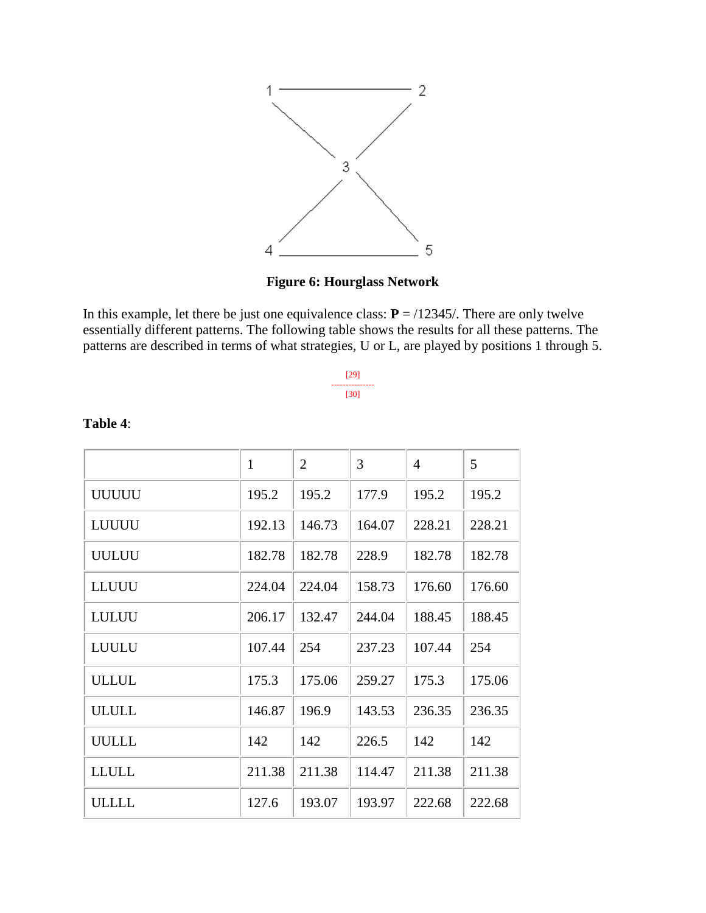Figure 6: Hourglass Network

In this example, let there be just one equivalence class: **P** = /12345/. There are only twelve essentially different patterns. The following table shows the results for all these patterns. The patterns are described in terms of what strategies, U or L, are played by positions 1 through 5.

[29]
---------------
[30]

**Table 4**:

| | 1 | 2 | 3 | 4 | 5 |
|---|---|---|---|---|---|
| UUUUU | 195.2 | 195.2 | 177.9 | 195.2 | 195.2 |
| LUUUU | 192.13 | 146.73 | 164.07 | 228.21 | 228.21 |
| UULUU | 182.78 | 182.78 | 228.9 | 182.78 | 182.78 |
| LLUUU | 224.04 | 224.04 | 158.73 | 176.60 | 176.60 |
| LULUU | 206.17 | 132.47 | 244.04 | 188.45 | 188.45 |
| LUULU | 107.44 | 254 | 237.23 | 107.44 | 254 |
| ULLUL | 175.3 | 175.06 | 259.27 | 175.3 | 175.06 |
| ULULL | 146.87 | 196.9 | 143.53 | 236.35 | 236.35 |
| UULLL | 142 | 142 | 226.5 | 142 | 142 |
| LLULL | 211.38 | 211.38 | 114.47 | 211.38 | 211.38 |
| ULLLL | 127.6 | 193.07 | 193.97 | 222.68 | 222.68 |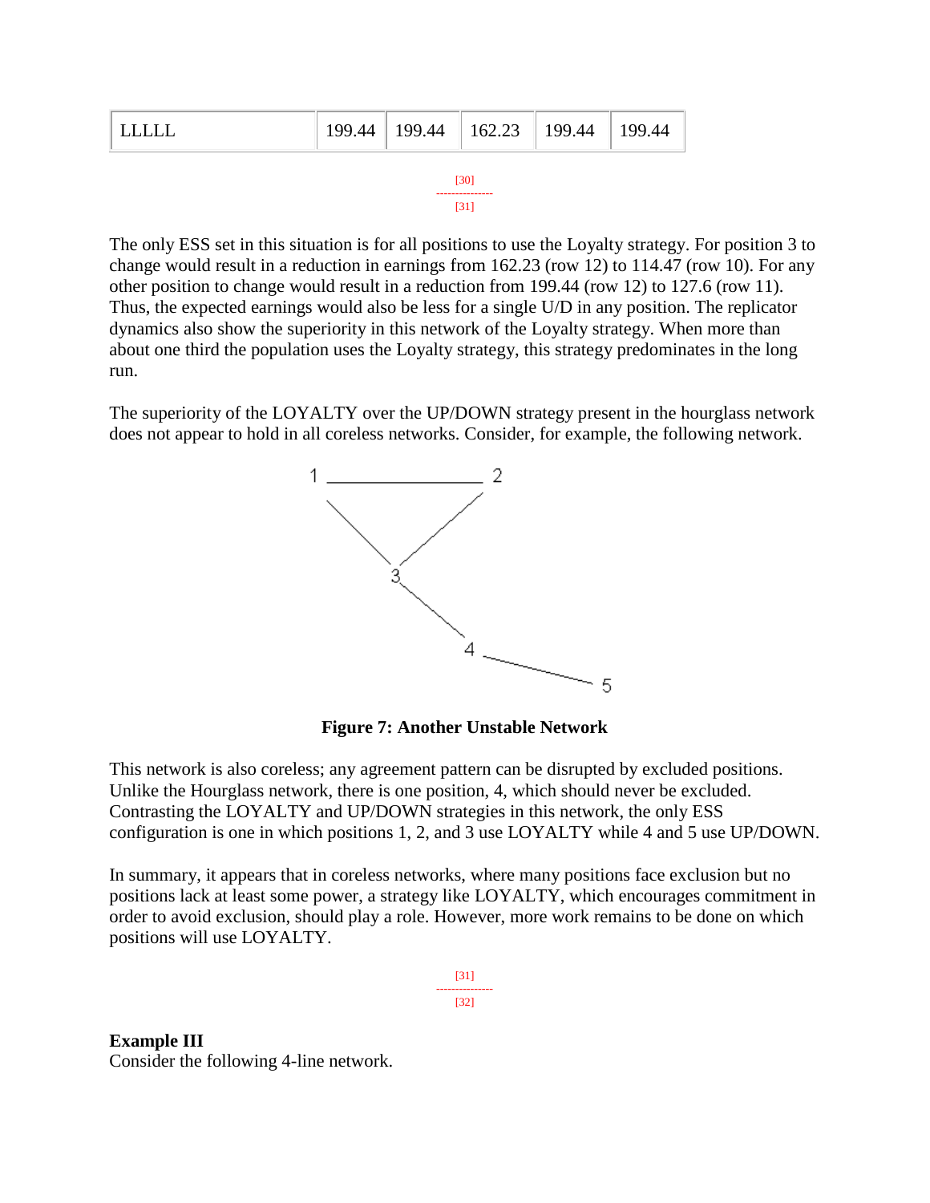| LLLLL | 199.44 | 199.44 | 162.23 | 199.44 | 199.44 |
|---|---|---|---|---|---|

[30]
---
[31]

The only ESS set in this situation is for all positions to use the Loyalty strategy. For position 3 to change would result in a reduction in earnings from 162.23 (row 12) to 114.47 (row 10). For any other position to change would result in a reduction from 199.44 (row 12) to 127.6 (row 11). Thus, the expected earnings would also be less for a single U/D in any position. The replicator dynamics also show the superiority in this network of the Loyalty strategy. When more than about one third the population uses the Loyalty strategy, this strategy predominates in the long run.

The superiority of the LOYALTY over the UP/DOWN strategy present in the hourglass network does not appear to hold in all coreless networks. Consider, for example, the following network.

**Figure 7: Another Unstable Network**

This network is also coreless; any agreement pattern can be disrupted by excluded positions. Unlike the Hourglass network, there is one position, 4, which should never be excluded. Contrasting the LOYALTY and UP/DOWN strategies in this network, the only ESS configuration is one in which positions 1, 2, and 3 use LOYALTY while 4 and 5 use UP/DOWN.

In summary, it appears that in coreless networks, where many positions face exclusion but no positions lack at least some power, a strategy like LOYALTY, which encourages commitment in order to avoid exclusion, should play a role. However, more work remains to be done on which positions will use LOYALTY.

[31]
---
[32]

**Example III**
Consider the following 4-line network.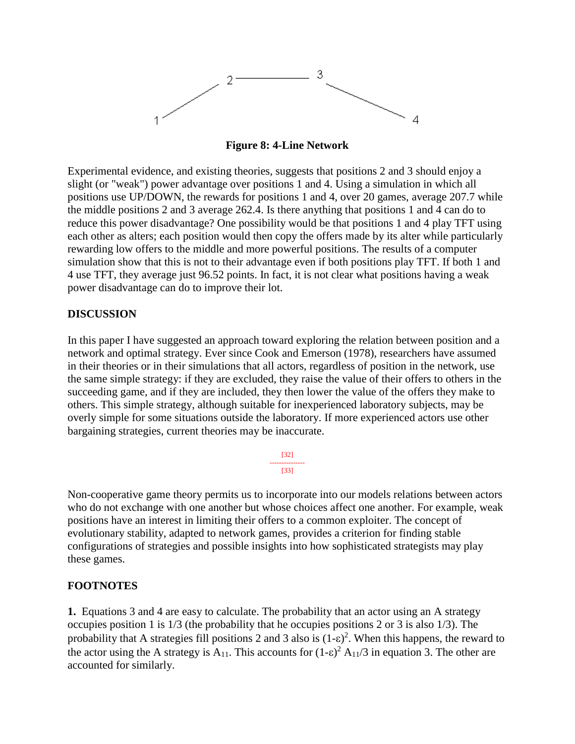**Figure 8: 4-Line Network**

Experimental evidence, and existing theories, suggests that positions 2 and 3 should enjoy a slight (or "weak") power advantage over positions 1 and 4. Using a simulation in which all positions use UP/DOWN, the rewards for positions 1 and 4, over 20 games, average 207.7 while the middle positions 2 and 3 average 262.4. Is there anything that positions 1 and 4 can do to reduce this power disadvantage? One possibility would be that positions 1 and 4 play TFT using each other as alters; each position would then copy the offers made by its alter while particularly rewarding low offers to the middle and more powerful positions. The results of a computer simulation show that this is not to their advantage even if both positions play TFT. If both 1 and 4 use TFT, they average just 96.52 points. In fact, it is not clear what positions having a weak power disadvantage can do to improve their lot.

## DISCUSSION

In this paper I have suggested an approach toward exploring the relation between position and a network and optimal strategy. Ever since Cook and Emerson (1978), researchers have assumed in their theories or in their simulations that all actors, regardless of position in the network, use the same simple strategy: if they are excluded, they raise the value of their offers to others in the succeeding game, and if they are included, they then lower the value of the offers they make to others. This simple strategy, although suitable for inexperienced laboratory subjects, may be overly simple for some situations outside the laboratory. If more experienced actors use other bargaining strategies, current theories may be inaccurate.

Non-cooperative game theory permits us to incorporate into our models relations between actors who do not exchange with one another but whose choices affect one another. For example, weak positions have an interest in limiting their offers to a common exploiter. The concept of evolutionary stability, adapted to network games, provides a criterion for finding stable configurations of strategies and possible insights into how sophisticated strategists may play these games.

## FOOTNOTES

**1.** Equations 3 and 4 are easy to calculate. The probability that an actor using an A strategy occupies position 1 is 1/3 (the probability that he occupies positions 2 or 3 is also 1/3). The probability that A strategies fill positions 2 and 3 also is $(1-\varepsilon)^2$. When this happens, the reward to the actor using the A strategy is $A_{11}$. This accounts for $(1-\varepsilon)^2 A_{11}/3$ in equation 3. The other are accounted for similarly.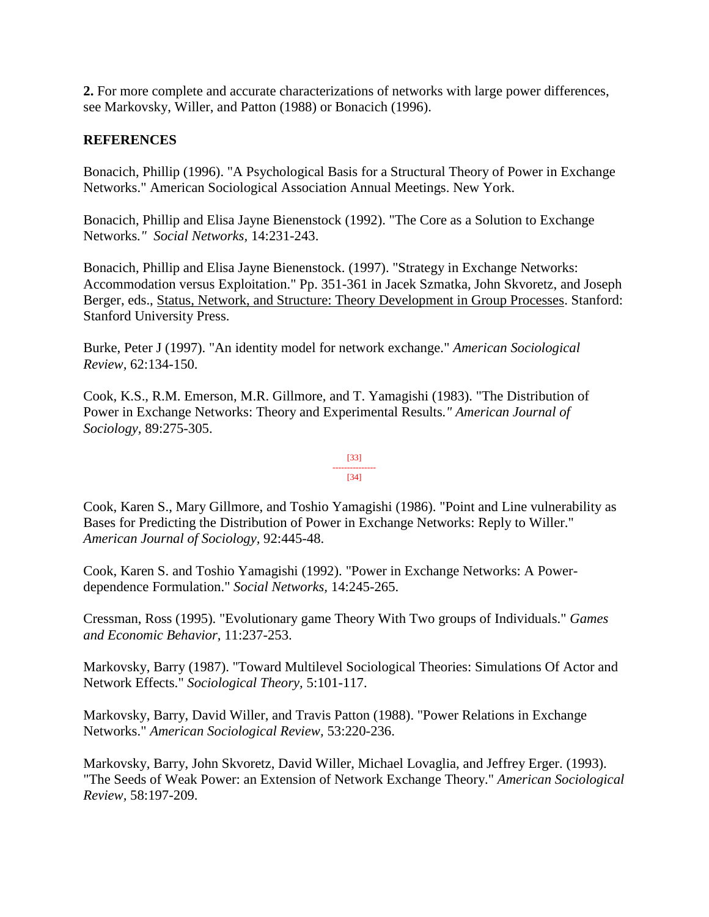**2.** For more complete and accurate characterizations of networks with large power differences, see Markovsky, Willer, and Patton (1988) or Bonacich (1996).

## REFERENCES

Bonacich, Phillip (1996). "A Psychological Basis for a Structural Theory of Power in Exchange Networks." American Sociological Association Annual Meetings. New York.

Bonacich, Phillip and Elisa Jayne Bienenstock (1992). "The Core as a Solution to Exchange Networks." *Social Networks*, 14:231-243.

Bonacich, Phillip and Elisa Jayne Bienenstock. (1997). "Strategy in Exchange Networks: Accommodation versus Exploitation." Pp. 351-361 in Jacek Szmatka, John Skvoretz, and Joseph Berger, eds., Status, Network, and Structure: Theory Development in Group Processes. Stanford: Stanford University Press.

Burke, Peter J (1997). "An identity model for network exchange." *American Sociological Review*, 62:134-150.

Cook, K.S., R.M. Emerson, M.R. Gillmore, and T. Yamagishi (1983). "The Distribution of Power in Exchange Networks: Theory and Experimental Results." *American Journal of Sociology*, 89:275-305.

[33]
---------------
[34]

Cook, Karen S., Mary Gillmore, and Toshio Yamagishi (1986). "Point and Line vulnerability as Bases for Predicting the Distribution of Power in Exchange Networks: Reply to Willer." *American Journal of Sociology*, 92:445-48.

Cook, Karen S. and Toshio Yamagishi (1992). "Power in Exchange Networks: A Power-dependence Formulation." *Social Networks*, 14:245-265.

Cressman, Ross (1995). "Evolutionary game Theory With Two groups of Individuals." *Games and Economic Behavior*, 11:237-253.

Markovsky, Barry (1987). "Toward Multilevel Sociological Theories: Simulations Of Actor and Network Effects." *Sociological Theory*, 5:101-117.

Markovsky, Barry, David Willer, and Travis Patton (1988). "Power Relations in Exchange Networks." *American Sociological Review*, 53:220-236.

Markovsky, Barry, John Skvoretz, David Willer, Michael Lovaglia, and Jeffrey Erger. (1993). "The Seeds of Weak Power: an Extension of Network Exchange Theory." *American Sociological Review*, 58:197-209.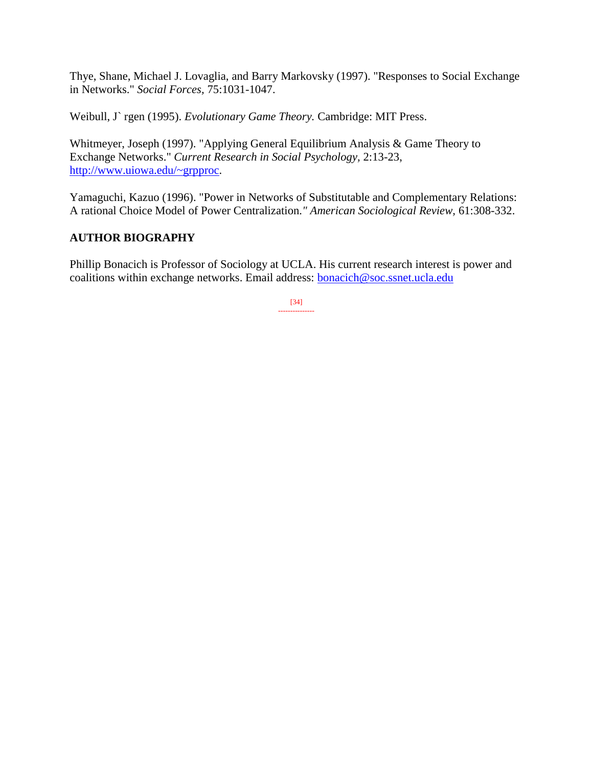Thye, Shane, Michael J. Lovaglia, and Barry Markovsky (1997). "Responses to Social Exchange in Networks." *Social Forces*, 75:1031-1047.

Weibull, J` rgen (1995). *Evolutionary Game Theory.* Cambridge: MIT Press.

Whitmeyer, Joseph (1997). "Applying General Equilibrium Analysis & Game Theory to Exchange Networks." *Current Research in Social Psychology*, 2:13-23, http://www.uiowa.edu/~grpproc.

Yamaguchi, Kazuo (1996). "Power in Networks of Substitutable and Complementary Relations: A rational Choice Model of Power Centralization." *American Sociological Review*, 61:308-332.

**AUTHOR BIOGRAPHY**

Phillip Bonacich is Professor of Sociology at UCLA. His current research interest is power and coalitions within exchange networks. Email address: bonacich@soc.ssnet.ucla.edu